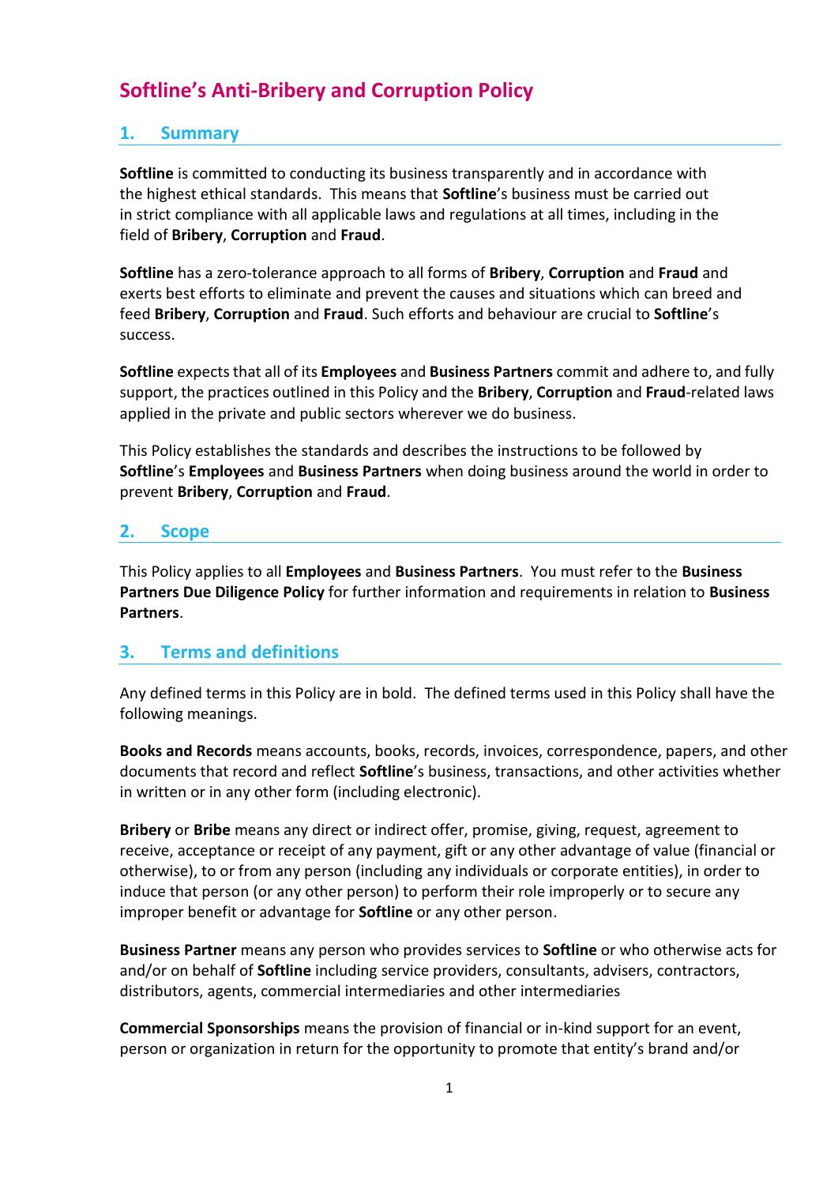# Softline's Anti-Bribery and Corruption Policy

## 1. Summary

**Softline** is committed to conducting its business transparently and in accordance with the highest ethical standards. This means that **Softline**'s business must be carried out in strict compliance with all applicable laws and regulations at all times, including in the field of **Bribery**, **Corruption** and **Fraud**.

**Softline** has a zero-tolerance approach to all forms of **Bribery**, **Corruption** and **Fraud** and exerts best efforts to eliminate and prevent the causes and situations which can breed and feed **Bribery**, **Corruption** and **Fraud**. Such efforts and behaviour are crucial to **Softline**'s success.

**Softline** expects that all of its **Employees** and **Business Partners** commit and adhere to, and fully support, the practices outlined in this Policy and the **Bribery**, **Corruption** and **Fraud**-related laws applied in the private and public sectors wherever we do business.

This Policy establishes the standards and describes the instructions to be followed by **Softline**'s **Employees** and **Business Partners** when doing business around the world in order to prevent **Bribery**, **Corruption** and **Fraud**.

## 2. Scope

This Policy applies to all **Employees** and **Business Partners**. You must refer to the **Business Partners Due Diligence Policy** for further information and requirements in relation to **Business Partners**.

## 3. Terms and definitions

Any defined terms in this Policy are in bold. The defined terms used in this Policy shall have the following meanings.

**Books and Records** means accounts, books, records, invoices, correspondence, papers, and other documents that record and reflect **Softline**'s business, transactions, and other activities whether in written or in any other form (including electronic).

**Bribery** or **Bribe** means any direct or indirect offer, promise, giving, request, agreement to receive, acceptance or receipt of any payment, gift or any other advantage of value (financial or otherwise), to or from any person (including any individuals or corporate entities), in order to induce that person (or any other person) to perform their role improperly or to secure any improper benefit or advantage for **Softline** or any other person.

**Business Partner** means any person who provides services to **Softline** or who otherwise acts for and/or on behalf of **Softline** including service providers, consultants, advisers, contractors, distributors, agents, commercial intermediaries and other intermediaries

**Commercial Sponsorships** means the provision of financial or in-kind support for an event, person or organization in return for the opportunity to promote that entity's brand and/or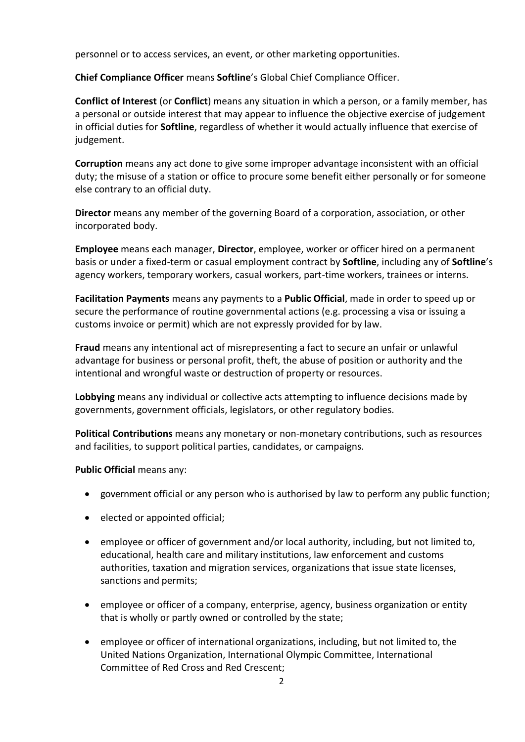personnel or to access services, an event, or other marketing opportunities.

**Chief Compliance Officer** means **Softline**'s Global Chief Compliance Officer.

**Conflict of Interest** (or **Conflict**) means any situation in which a person, or a family member, has a personal or outside interest that may appear to influence the objective exercise of judgement in official duties for **Softline**, regardless of whether it would actually influence that exercise of judgement.

**Corruption** means any act done to give some improper advantage inconsistent with an official duty; the misuse of a station or office to procure some benefit either personally or for someone else contrary to an official duty.

**Director** means any member of the governing Board of a corporation, association, or other incorporated body.

**Employee** means each manager, **Director**, employee, worker or officer hired on a permanent basis or under a fixed-term or casual employment contract by **Softline**, including any of **Softline**'s agency workers, temporary workers, casual workers, part-time workers, trainees or interns.

**Facilitation Payments** means any payments to a **Public Official**, made in order to speed up or secure the performance of routine governmental actions (e.g. processing a visa or issuing a customs invoice or permit) which are not expressly provided for by law.

**Fraud** means any intentional act of misrepresenting a fact to secure an unfair or unlawful advantage for business or personal profit, theft, the abuse of position or authority and the intentional and wrongful waste or destruction of property or resources.

**Lobbying** means any individual or collective acts attempting to influence decisions made by governments, government officials, legislators, or other regulatory bodies.

**Political Contributions** means any monetary or non-monetary contributions, such as resources and facilities, to support political parties, candidates, or campaigns.

**Public Official** means any:

- government official or any person who is authorised by law to perform any public function;
- elected or appointed official;
- employee or officer of government and/or local authority, including, but not limited to, educational, health care and military institutions, law enforcement and customs authorities, taxation and migration services, organizations that issue state licenses, sanctions and permits;
- employee or officer of a company, enterprise, agency, business organization or entity that is wholly or partly owned or controlled by the state;
- employee or officer of international organizations, including, but not limited to, the United Nations Organization, International Olympic Committee, International Committee of Red Cross and Red Crescent;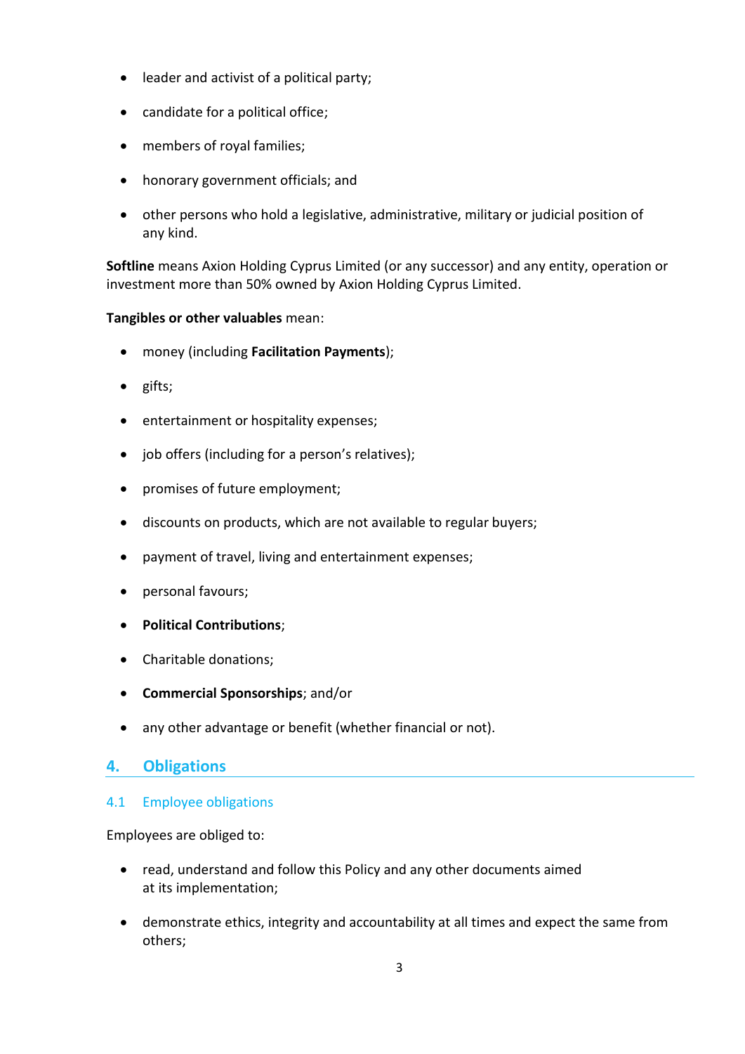- leader and activist of a political party;
- candidate for a political office;
- members of royal families;
- honorary government officials; and
- other persons who hold a legislative, administrative, military or judicial position of any kind.

**Softline** means Axion Holding Cyprus Limited (or any successor) and any entity, operation or investment more than 50% owned by Axion Holding Cyprus Limited.

**Tangibles or other valuables** mean:

- money (including **Facilitation Payments**);
- gifts;
- entertainment or hospitality expenses;
- job offers (including for a person's relatives);
- promises of future employment;
- discounts on products, which are not available to regular buyers;
- payment of travel, living and entertainment expenses;
- personal favours;
- **Political Contributions**;
- Charitable donations;
- **Commercial Sponsorships**; and/or
- any other advantage or benefit (whether financial or not).

## 4. Obligations

### 4.1 Employee obligations

Employees are obliged to:

- read, understand and follow this Policy and any other documents aimed at its implementation;
- demonstrate ethics, integrity and accountability at all times and expect the same from others;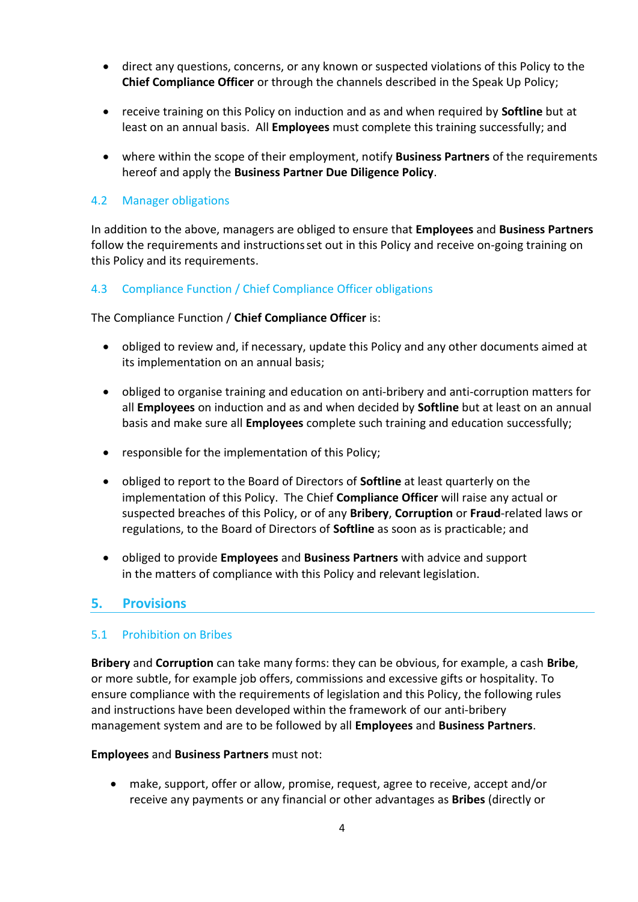- direct any questions, concerns, or any known or suspected violations of this Policy to the **Chief Compliance Officer** or through the channels described in the Speak Up Policy;

- receive training on this Policy on induction and as and when required by **Softline** but at least on an annual basis. All **Employees** must complete this training successfully; and

- where within the scope of their employment, notify **Business Partners** of the requirements hereof and apply the **Business Partner Due Diligence Policy**.

### 4.2 Manager obligations

In addition to the above, managers are obliged to ensure that **Employees** and **Business Partners** follow the requirements and instructions set out in this Policy and receive on-going training on this Policy and its requirements.

### 4.3 Compliance Function / Chief Compliance Officer obligations

The Compliance Function / **Chief Compliance Officer** is:

- obliged to review and, if necessary, update this Policy and any other documents aimed at its implementation on an annual basis;

- obliged to organise training and education on anti-bribery and anti-corruption matters for all **Employees** on induction and as and when decided by **Softline** but at least on an annual basis and make sure all **Employees** complete such training and education successfully;

- responsible for the implementation of this Policy;

- obliged to report to the Board of Directors of **Softline** at least quarterly on the implementation of this Policy. The Chief **Compliance Officer** will raise any actual or suspected breaches of this Policy, or of any **Bribery**, **Corruption** or **Fraud**-related laws or regulations, to the Board of Directors of **Softline** as soon as is practicable; and

- obliged to provide **Employees** and **Business Partners** with advice and support in the matters of compliance with this Policy and relevant legislation.

## 5. Provisions

### 5.1 Prohibition on Bribes

**Bribery** and **Corruption** can take many forms: they can be obvious, for example, a cash **Bribe**, or more subtle, for example job offers, commissions and excessive gifts or hospitality. To ensure compliance with the requirements of legislation and this Policy, the following rules and instructions have been developed within the framework of our anti-bribery management system and are to be followed by all **Employees** and **Business Partners**.

**Employees** and **Business Partners** must not:

- make, support, offer or allow, promise, request, agree to receive, accept and/or receive any payments or any financial or other advantages as **Bribes** (directly or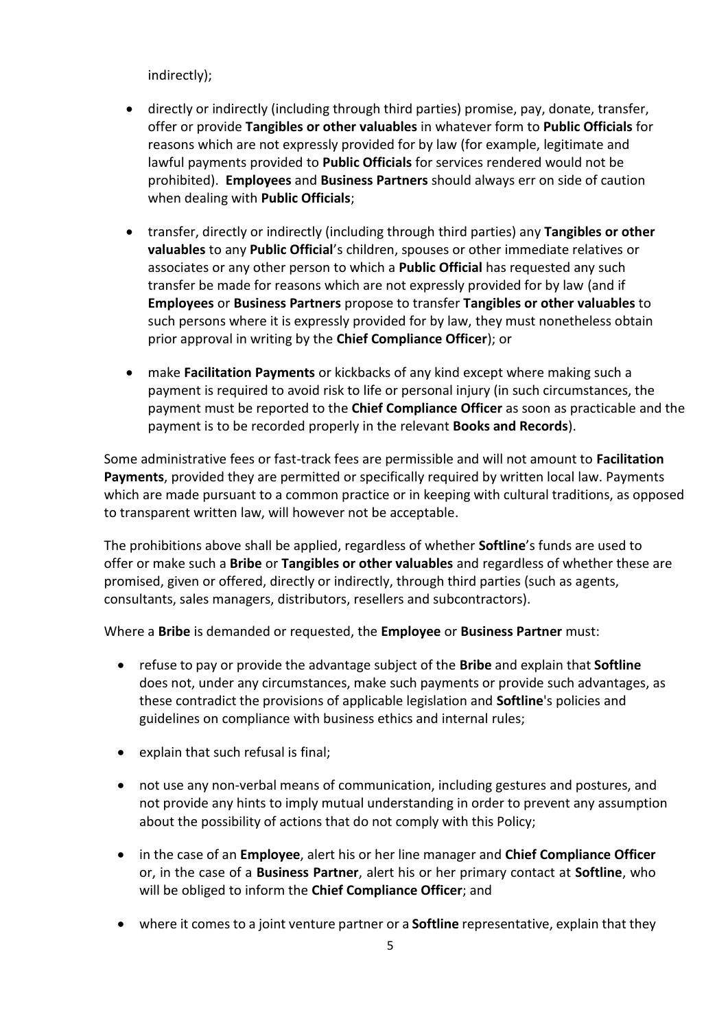indirectly);

- directly or indirectly (including through third parties) promise, pay, donate, transfer, offer or provide **Tangibles or other valuables** in whatever form to **Public Officials** for reasons which are not expressly provided for by law (for example, legitimate and lawful payments provided to **Public Officials** for services rendered would not be prohibited). **Employees** and **Business Partners** should always err on side of caution when dealing with **Public Officials**;

- transfer, directly or indirectly (including through third parties) any **Tangibles or other valuables** to any **Public Official**'s children, spouses or other immediate relatives or associates or any other person to which a **Public Official** has requested any such transfer be made for reasons which are not expressly provided for by law (and if **Employees** or **Business Partners** propose to transfer **Tangibles or other valuables** to such persons where it is expressly provided for by law, they must nonetheless obtain prior approval in writing by the **Chief Compliance Officer**); or

- make **Facilitation Payments** or kickbacks of any kind except where making such a payment is required to avoid risk to life or personal injury (in such circumstances, the payment must be reported to the **Chief Compliance Officer** as soon as practicable and the payment is to be recorded properly in the relevant **Books and Records**).

Some administrative fees or fast-track fees are permissible and will not amount to **Facilitation Payments**, provided they are permitted or specifically required by written local law. Payments which are made pursuant to a common practice or in keeping with cultural traditions, as opposed to transparent written law, will however not be acceptable.

The prohibitions above shall be applied, regardless of whether **Softline**'s funds are used to offer or make such a **Bribe** or **Tangibles or other valuables** and regardless of whether these are promised, given or offered, directly or indirectly, through third parties (such as agents, consultants, sales managers, distributors, resellers and subcontractors).

Where a **Bribe** is demanded or requested, the **Employee** or **Business Partner** must:

- refuse to pay or provide the advantage subject of the **Bribe** and explain that **Softline** does not, under any circumstances, make such payments or provide such advantages, as these contradict the provisions of applicable legislation and **Softline**'s policies and guidelines on compliance with business ethics and internal rules;

- explain that such refusal is final;

- not use any non-verbal means of communication, including gestures and postures, and not provide any hints to imply mutual understanding in order to prevent any assumption about the possibility of actions that do not comply with this Policy;

- in the case of an **Employee**, alert his or her line manager and **Chief Compliance Officer** or, in the case of a **Business Partner**, alert his or her primary contact at **Softline**, who will be obliged to inform the **Chief Compliance Officer**; and

- where it comes to a joint venture partner or a **Softline** representative, explain that they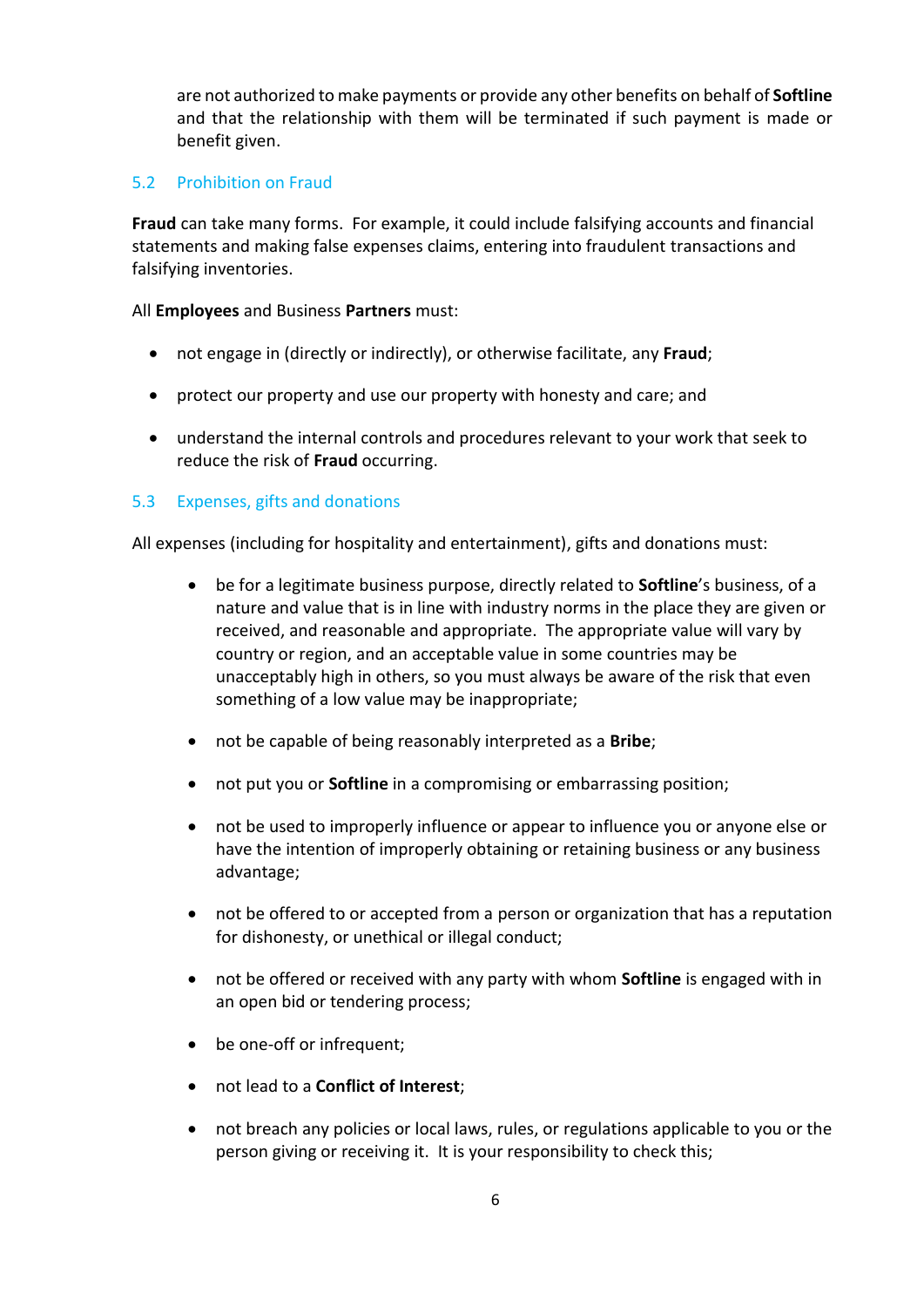are not authorized to make payments or provide any other benefits on behalf of **Softline** and that the relationship with them will be terminated if such payment is made or benefit given.

### 5.2 Prohibition on Fraud

**Fraud** can take many forms. For example, it could include falsifying accounts and financial statements and making false expenses claims, entering into fraudulent transactions and falsifying inventories.

All **Employees** and Business **Partners** must:

- not engage in (directly or indirectly), or otherwise facilitate, any **Fraud**;
- protect our property and use our property with honesty and care; and
- understand the internal controls and procedures relevant to your work that seek to reduce the risk of **Fraud** occurring.

### 5.3 Expenses, gifts and donations

All expenses (including for hospitality and entertainment), gifts and donations must:

- be for a legitimate business purpose, directly related to **Softline**'s business, of a nature and value that is in line with industry norms in the place they are given or received, and reasonable and appropriate. The appropriate value will vary by country or region, and an acceptable value in some countries may be unacceptably high in others, so you must always be aware of the risk that even something of a low value may be inappropriate;
- not be capable of being reasonably interpreted as a **Bribe**;
- not put you or **Softline** in a compromising or embarrassing position;
- not be used to improperly influence or appear to influence you or anyone else or have the intention of improperly obtaining or retaining business or any business advantage;
- not be offered to or accepted from a person or organization that has a reputation for dishonesty, or unethical or illegal conduct;
- not be offered or received with any party with whom **Softline** is engaged with in an open bid or tendering process;
- be one-off or infrequent;
- not lead to a **Conflict of Interest**;
- not breach any policies or local laws, rules, or regulations applicable to you or the person giving or receiving it. It is your responsibility to check this;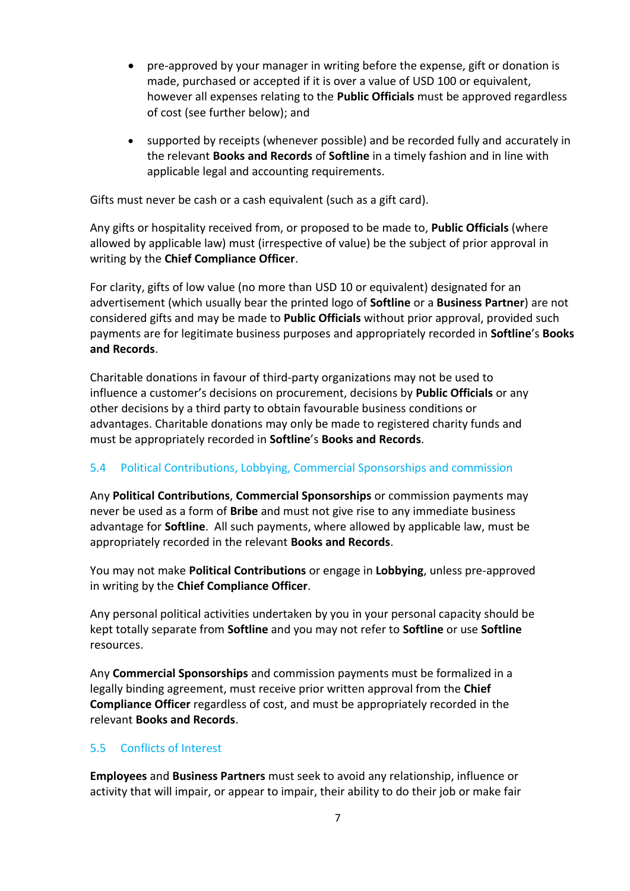- pre-approved by your manager in writing before the expense, gift or donation is made, purchased or accepted if it is over a value of USD 100 or equivalent, however all expenses relating to the **Public Officials** must be approved regardless of cost (see further below); and

- supported by receipts (whenever possible) and be recorded fully and accurately in the relevant **Books and Records** of **Softline** in a timely fashion and in line with applicable legal and accounting requirements.

Gifts must never be cash or a cash equivalent (such as a gift card).

Any gifts or hospitality received from, or proposed to be made to, **Public Officials** (where allowed by applicable law) must (irrespective of value) be the subject of prior approval in writing by the **Chief Compliance Officer**.

For clarity, gifts of low value (no more than USD 10 or equivalent) designated for an advertisement (which usually bear the printed logo of **Softline** or a **Business Partner**) are not considered gifts and may be made to **Public Officials** without prior approval, provided such payments are for legitimate business purposes and appropriately recorded in **Softline**'s **Books and Records**.

Charitable donations in favour of third-party organizations may not be used to influence a customer's decisions on procurement, decisions by **Public Officials** or any other decisions by a third party to obtain favourable business conditions or advantages. Charitable donations may only be made to registered charity funds and must be appropriately recorded in **Softline**'s **Books and Records**.

### 5.4 Political Contributions, Lobbying, Commercial Sponsorships and commission

Any **Political Contributions**, **Commercial Sponsorships** or commission payments may never be used as a form of **Bribe** and must not give rise to any immediate business advantage for **Softline**. All such payments, where allowed by applicable law, must be appropriately recorded in the relevant **Books and Records**.

You may not make **Political Contributions** or engage in **Lobbying**, unless pre-approved in writing by the **Chief Compliance Officer**.

Any personal political activities undertaken by you in your personal capacity should be kept totally separate from **Softline** and you may not refer to **Softline** or use **Softline** resources.

Any **Commercial Sponsorships** and commission payments must be formalized in a legally binding agreement, must receive prior written approval from the **Chief Compliance Officer** regardless of cost, and must be appropriately recorded in the relevant **Books and Records**.

### 5.5 Conflicts of Interest

**Employees** and **Business Partners** must seek to avoid any relationship, influence or activity that will impair, or appear to impair, their ability to do their job or make fair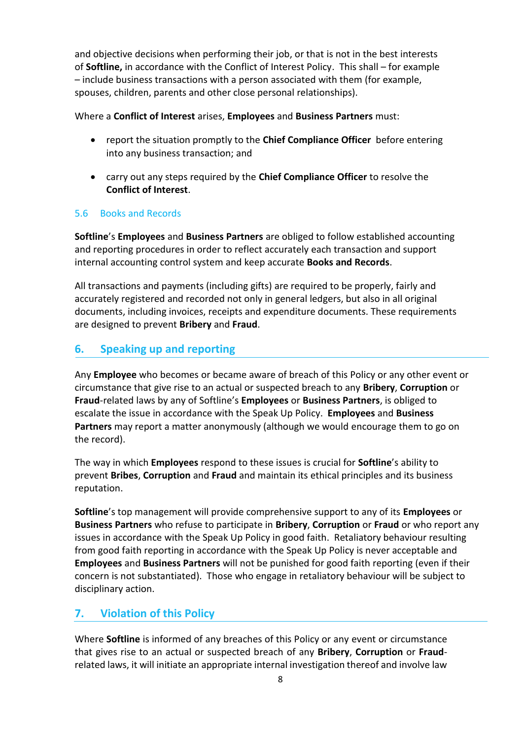and objective decisions when performing their job, or that is not in the best interests of **Softline,** in accordance with the Conflict of Interest Policy. This shall – for example – include business transactions with a person associated with them (for example, spouses, children, parents and other close personal relationships).

Where a **Conflict of Interest** arises, **Employees** and **Business Partners** must:

- report the situation promptly to the **Chief Compliance Officer** before entering into any business transaction; and
- carry out any steps required by the **Chief Compliance Officer** to resolve the **Conflict of Interest**.

### 5.6 Books and Records

**Softline**'s **Employees** and **Business Partners** are obliged to follow established accounting and reporting procedures in order to reflect accurately each transaction and support internal accounting control system and keep accurate **Books and Records**.

All transactions and payments (including gifts) are required to be properly, fairly and accurately registered and recorded not only in general ledgers, but also in all original documents, including invoices, receipts and expenditure documents. These requirements are designed to prevent **Bribery** and **Fraud**.

## 6. Speaking up and reporting

Any **Employee** who becomes or became aware of breach of this Policy or any other event or circumstance that give rise to an actual or suspected breach to any **Bribery**, **Corruption** or **Fraud**-related laws by any of Softline's **Employees** or **Business Partners**, is obliged to escalate the issue in accordance with the Speak Up Policy. **Employees** and **Business Partners** may report a matter anonymously (although we would encourage them to go on the record).

The way in which **Employees** respond to these issues is crucial for **Softline**'s ability to prevent **Bribes**, **Corruption** and **Fraud** and maintain its ethical principles and its business reputation.

**Softline**'s top management will provide comprehensive support to any of its **Employees** or **Business Partners** who refuse to participate in **Bribery**, **Corruption** or **Fraud** or who report any issues in accordance with the Speak Up Policy in good faith. Retaliatory behaviour resulting from good faith reporting in accordance with the Speak Up Policy is never acceptable and **Employees** and **Business Partners** will not be punished for good faith reporting (even if their concern is not substantiated). Those who engage in retaliatory behaviour will be subject to disciplinary action.

## 7. Violation of this Policy

Where **Softline** is informed of any breaches of this Policy or any event or circumstance that gives rise to an actual or suspected breach of any **Bribery**, **Corruption** or **Fraud**-related laws, it will initiate an appropriate internal investigation thereof and involve law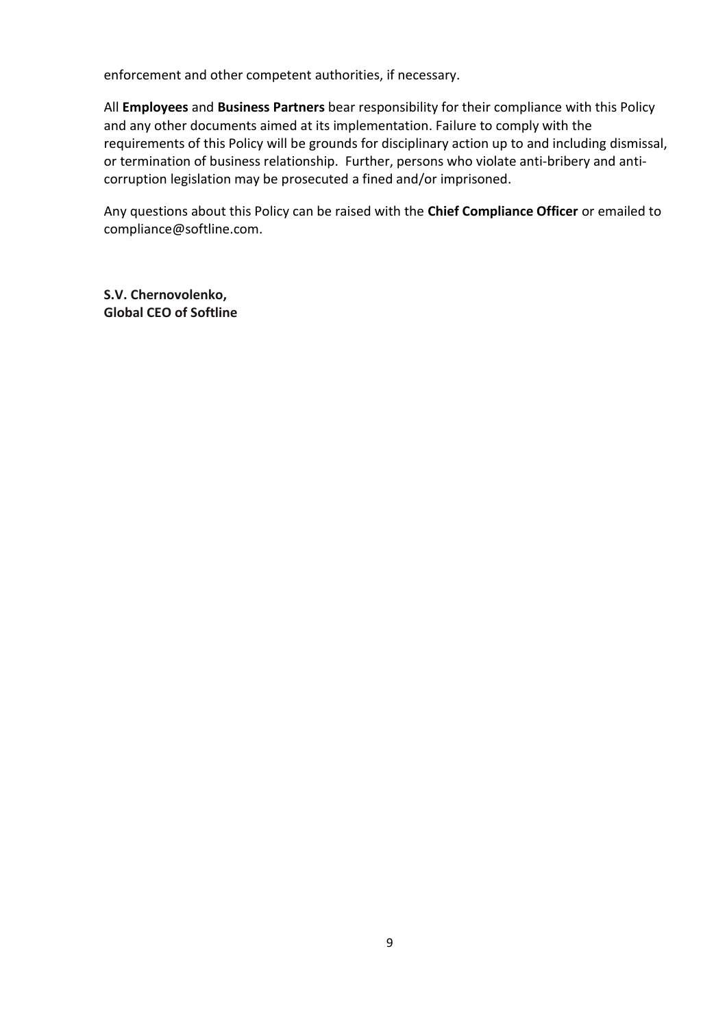enforcement and other competent authorities, if necessary.

All **Employees** and **Business Partners** bear responsibility for their compliance with this Policy and any other documents aimed at its implementation. Failure to comply with the requirements of this Policy will be grounds for disciplinary action up to and including dismissal, or termination of business relationship. Further, persons who violate anti-bribery and anti-corruption legislation may be prosecuted a fined and/or imprisoned.

Any questions about this Policy can be raised with the **Chief Compliance Officer** or emailed to compliance@softline.com.

**S.V. Chernovolenko,**
**Global CEO of Softline**